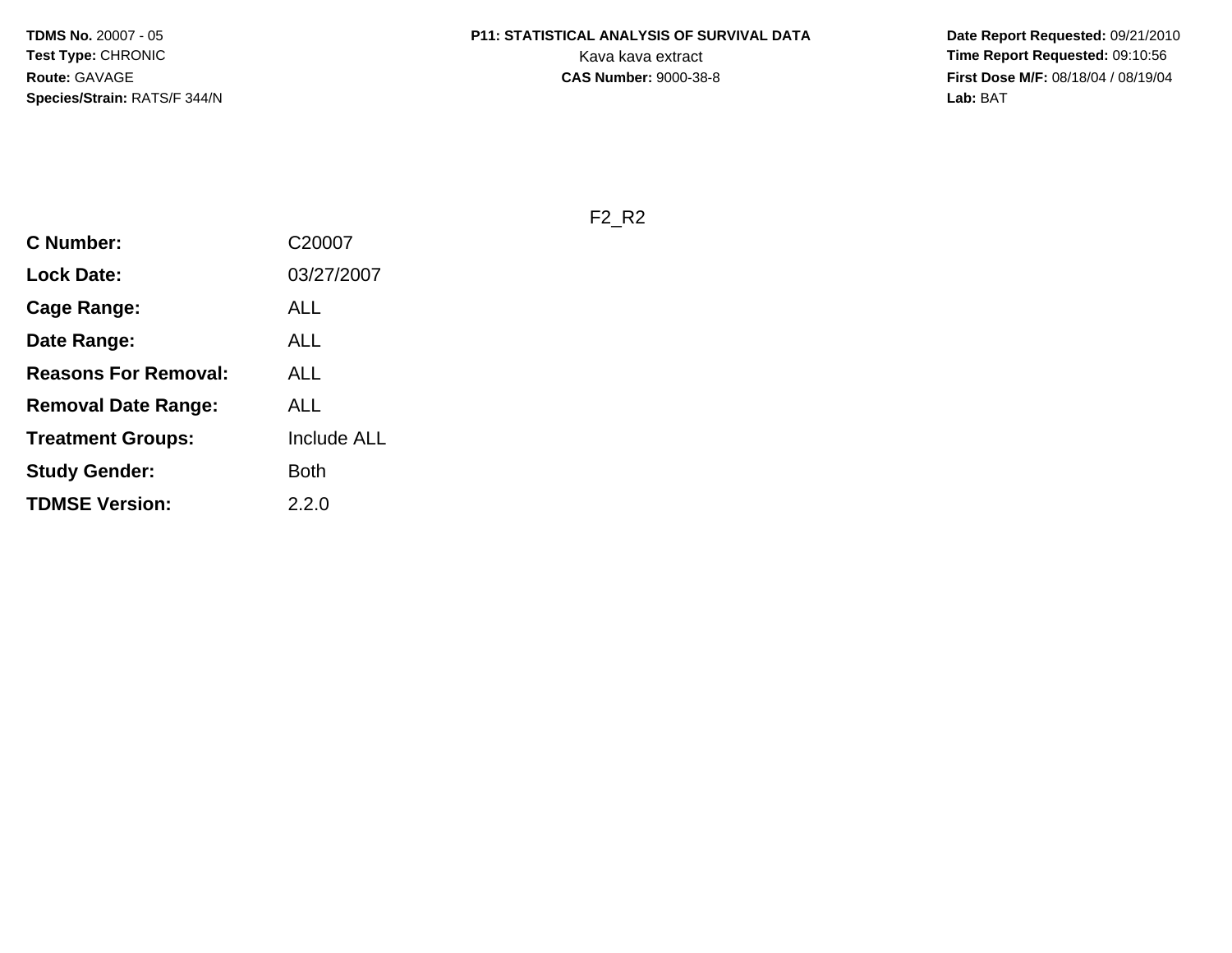**TDMS No.** 20007 - 05
**Test Type:** CHRONIC
**Route:** GAVAGE
**Species/Strain:** RATS/F 344/N

**P11: STATISTICAL ANALYSIS OF SURVIVAL DATA**
Kava kava extract
**CAS Number:** 9000-38-8

**Date Report Requested:** 09/21/2010
**Time Report Requested:** 09:10:56
**First Dose M/F:** 08/18/04 / 08/19/04
**Lab:** BAT

F2_R2

| | |
|---|---|
| **C Number:** | C20007 |
| **Lock Date:** | 03/27/2007 |
| **Cage Range:** | ALL |
| **Date Range:** | ALL |
| **Reasons For Removal:** | ALL |
| **Removal Date Range:** | ALL |
| **Treatment Groups:** | Include ALL |
| **Study Gender:** | Both |
| **TDMSE Version:** | 2.2.0 |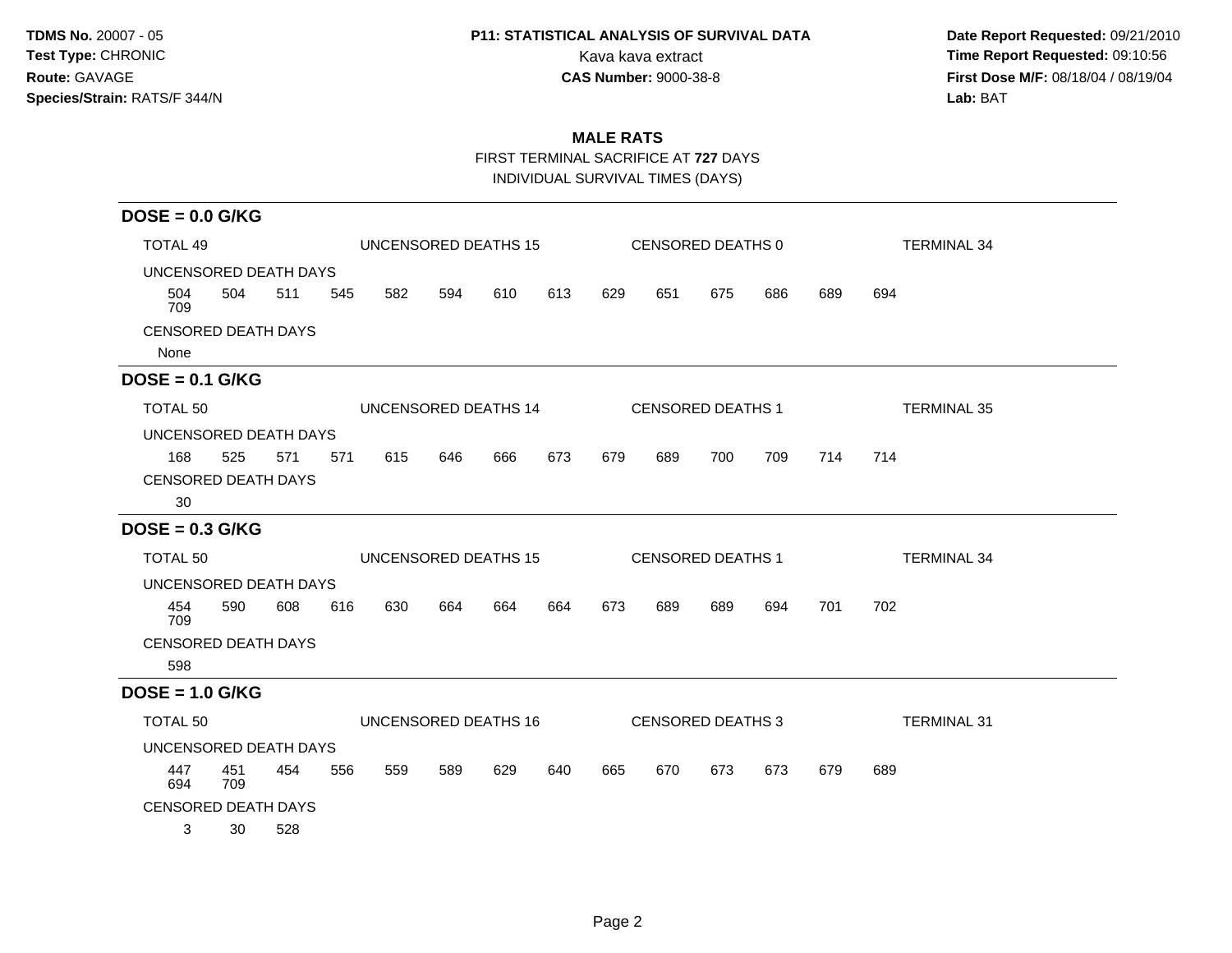**TDMS No.** 20007 - 05
**Test Type:** CHRONIC
**Route:** GAVAGE
**Species/Strain:** RATS/F 344/N

**P11: STATISTICAL ANALYSIS OF SURVIVAL DATA**
Kava kava extract
**CAS Number:** 9000-38-8

**Date Report Requested:** 09/21/2010
**Time Report Requested:** 09:10:56
**First Dose M/F:** 08/18/04 / 08/19/04
**Lab:** BAT

## MALE RATS

FIRST TERMINAL SACRIFICE AT **727** DAYS
INDIVIDUAL SURVIVAL TIMES (DAYS)

### DOSE = 0.0 G/KG

TOTAL 49 | UNCENSORED DEATHS 15 | CENSORED DEATHS 0 | TERMINAL 34

UNCENSORED DEATH DAYS

504 504 511 545 582 594 610 613 629 651 675 686 689 694
709

CENSORED DEATH DAYS

None

### DOSE = 0.1 G/KG

TOTAL 50 | UNCENSORED DEATHS 14 | CENSORED DEATHS 1 | TERMINAL 35

UNCENSORED DEATH DAYS

168 525 571 571 615 646 666 673 679 689 700 709 714 714

CENSORED DEATH DAYS

30

### DOSE = 0.3 G/KG

TOTAL 50 | UNCENSORED DEATHS 15 | CENSORED DEATHS 1 | TERMINAL 34

UNCENSORED DEATH DAYS

454 590 608 616 630 664 664 664 673 689 689 694 701 702
709

CENSORED DEATH DAYS

598

### DOSE = 1.0 G/KG

TOTAL 50 | UNCENSORED DEATHS 16 | CENSORED DEATHS 3 | TERMINAL 31

UNCENSORED DEATH DAYS

447 451 454 556 559 589 629 640 665 670 673 673 679 689
694 709

CENSORED DEATH DAYS

3 30 528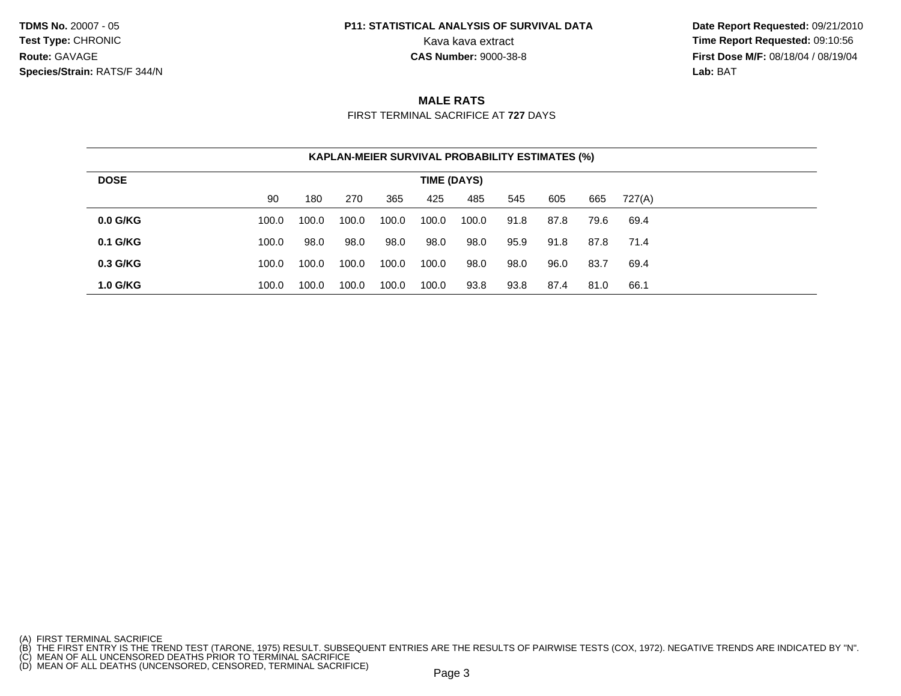**TDMS No.** 20007 - 05
**Test Type:** CHRONIC
**Route:** GAVAGE
**Species/Strain:** RATS/F 344/N

**P11: STATISTICAL ANALYSIS OF SURVIVAL DATA**
Kava kava extract
**CAS Number:** 9000-38-8

**Date Report Requested:** 09/21/2010
**Time Report Requested:** 09:10:56
**First Dose M/F:** 08/18/04 / 08/19/04
**Lab:** BAT

## MALE RATS

FIRST TERMINAL SACRIFICE AT **727** DAYS

| KAPLAN-MEIER SURVIVAL PROBABILITY ESTIMATES (%) | | | | | | | | | | |
|---|---|---|---|---|---|---|---|---|---|---|
| **DOSE** | **TIME (DAYS)** | | | | | | | | | |
| | 90 | 180 | 270 | 365 | 425 | 485 | 545 | 605 | 665 | 727(A) |
| **0.0 G/KG** | 100.0 | 100.0 | 100.0 | 100.0 | 100.0 | 100.0 | 91.8 | 87.8 | 79.6 | 69.4 |
| **0.1 G/KG** | 100.0 | 98.0 | 98.0 | 98.0 | 98.0 | 98.0 | 95.9 | 91.8 | 87.8 | 71.4 |
| **0.3 G/KG** | 100.0 | 100.0 | 100.0 | 100.0 | 100.0 | 98.0 | 98.0 | 96.0 | 83.7 | 69.4 |
| **1.0 G/KG** | 100.0 | 100.0 | 100.0 | 100.0 | 100.0 | 93.8 | 93.8 | 87.4 | 81.0 | 66.1 |

(A) FIRST TERMINAL SACRIFICE
(B) THE FIRST ENTRY IS THE TREND TEST (TARONE, 1975) RESULT. SUBSEQUENT ENTRIES ARE THE RESULTS OF PAIRWISE TESTS (COX, 1972). NEGATIVE TRENDS ARE INDICATED BY "N".
(C) MEAN OF ALL UNCENSORED DEATHS PRIOR TO TERMINAL SACRIFICE
(D) MEAN OF ALL DEATHS (UNCENSORED, CENSORED, TERMINAL SACRIFICE)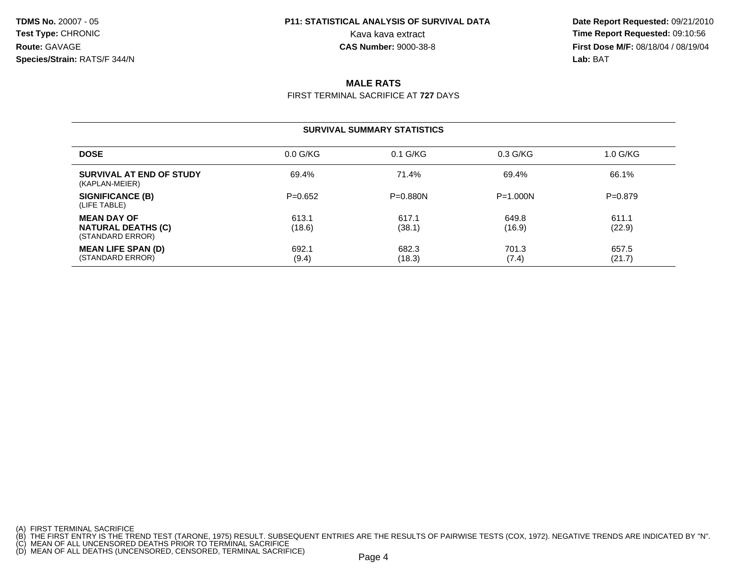**TDMS No.** 20007 - 05
**Test Type:** CHRONIC
**Route:** GAVAGE
**Species/Strain:** RATS/F 344/N

**P11: STATISTICAL ANALYSIS OF SURVIVAL DATA**
Kava kava extract
**CAS Number:** 9000-38-8

**Date Report Requested:** 09/21/2010
**Time Report Requested:** 09:10:56
**First Dose M/F:** 08/18/04 / 08/19/04
**Lab:** BAT

## MALE RATS

FIRST TERMINAL SACRIFICE AT **727** DAYS

### SURVIVAL SUMMARY STATISTICS

| DOSE | 0.0 G/KG | 0.1 G/KG | 0.3 G/KG | 1.0 G/KG |
|---|---|---|---|---|
| **SURVIVAL AT END OF STUDY** (KAPLAN-MEIER) | 69.4% | 71.4% | 69.4% | 66.1% |
| **SIGNIFICANCE (B)** (LIFE TABLE) | P=0.652 | P=0.880N | P=1.000N | P=0.879 |
| **MEAN DAY OF NATURAL DEATHS (C)** (STANDARD ERROR) | 613.1 (18.6) | 617.1 (38.1) | 649.8 (16.9) | 611.1 (22.9) |
| **MEAN LIFE SPAN (D)** (STANDARD ERROR) | 692.1 (9.4) | 682.3 (18.3) | 701.3 (7.4) | 657.5 (21.7) |

(A) FIRST TERMINAL SACRIFICE
(B) THE FIRST ENTRY IS THE TREND TEST (TARONE, 1975) RESULT. SUBSEQUENT ENTRIES ARE THE RESULTS OF PAIRWISE TESTS (COX, 1972). NEGATIVE TRENDS ARE INDICATED BY "N".
(C) MEAN OF ALL UNCENSORED DEATHS PRIOR TO TERMINAL SACRIFICE
(D) MEAN OF ALL DEATHS (UNCENSORED, CENSORED, TERMINAL SACRIFICE)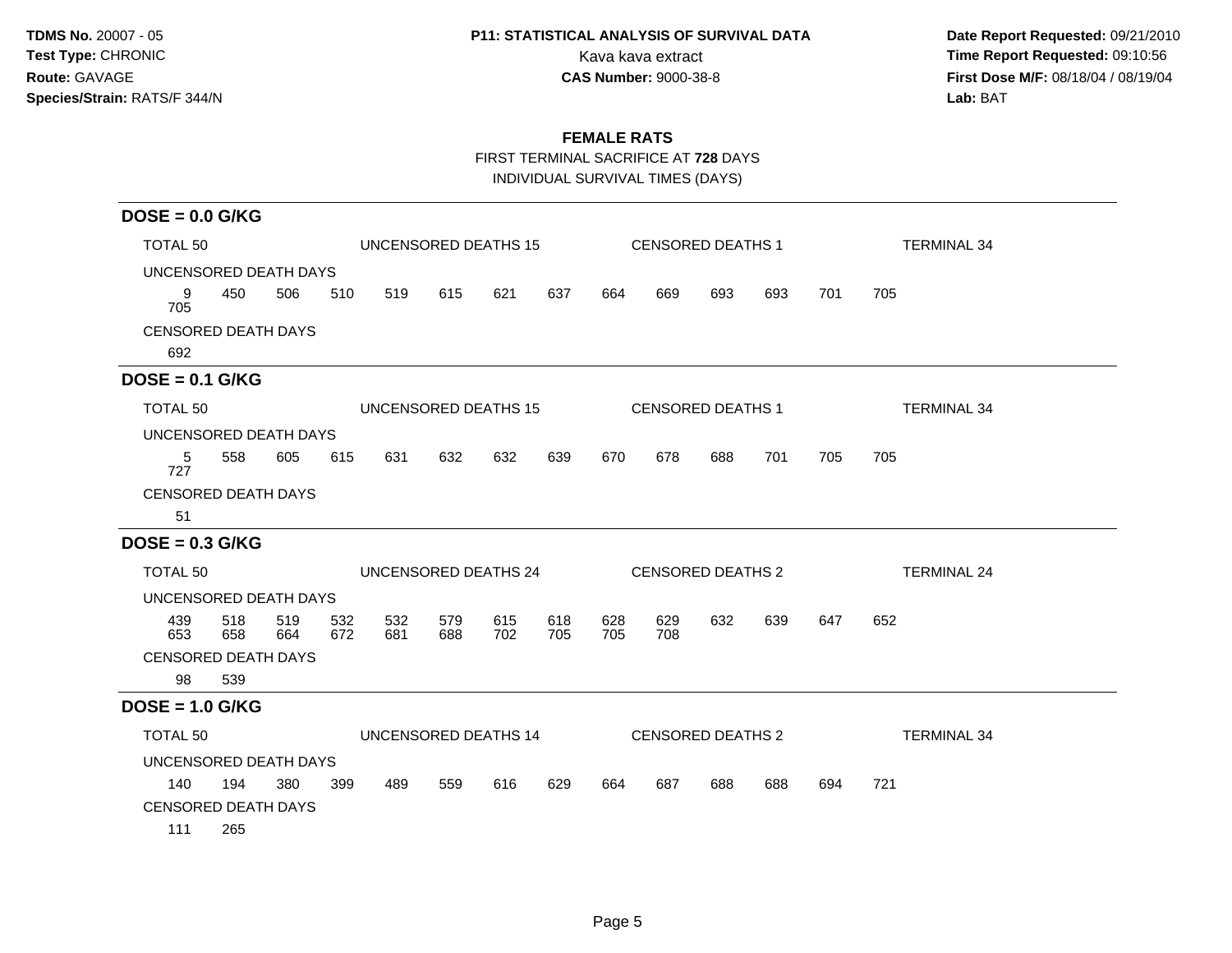**TDMS No.** 20007 - 05
**Test Type:** CHRONIC
**Route:** GAVAGE
**Species/Strain:** RATS/F 344/N

**P11: STATISTICAL ANALYSIS OF SURVIVAL DATA**
Kava kava extract
**CAS Number:** 9000-38-8

**Date Report Requested:** 09/21/2010
**Time Report Requested:** 09:10:56
**First Dose M/F:** 08/18/04 / 08/19/04
**Lab:** BAT

## FEMALE RATS

FIRST TERMINAL SACRIFICE AT **728** DAYS

INDIVIDUAL SURVIVAL TIMES (DAYS)

### DOSE = 0.0 G/KG

TOTAL 50 | UNCENSORED DEATHS 15 | CENSORED DEATHS 1 | TERMINAL 34

UNCENSORED DEATH DAYS

9 450 506 510 519 615 621 637 664 669 693 693 701 705
705

CENSORED DEATH DAYS

692

### DOSE = 0.1 G/KG

TOTAL 50 | UNCENSORED DEATHS 15 | CENSORED DEATHS 1 | TERMINAL 34

UNCENSORED DEATH DAYS

5 558 605 615 631 632 632 639 670 678 688 701 705 705
727

CENSORED DEATH DAYS

51

### DOSE = 0.3 G/KG

TOTAL 50 | UNCENSORED DEATHS 24 | CENSORED DEATHS 2 | TERMINAL 24

UNCENSORED DEATH DAYS

439 518 519 532 532 579 615 618 628 629 632 639 647 652
653 658 664 672 681 688 702 705 705 708

CENSORED DEATH DAYS

98 539

### DOSE = 1.0 G/KG

TOTAL 50 | UNCENSORED DEATHS 14 | CENSORED DEATHS 2 | TERMINAL 34

UNCENSORED DEATH DAYS

140 194 380 399 489 559 616 629 664 687 688 688 694 721

CENSORED DEATH DAYS

111 265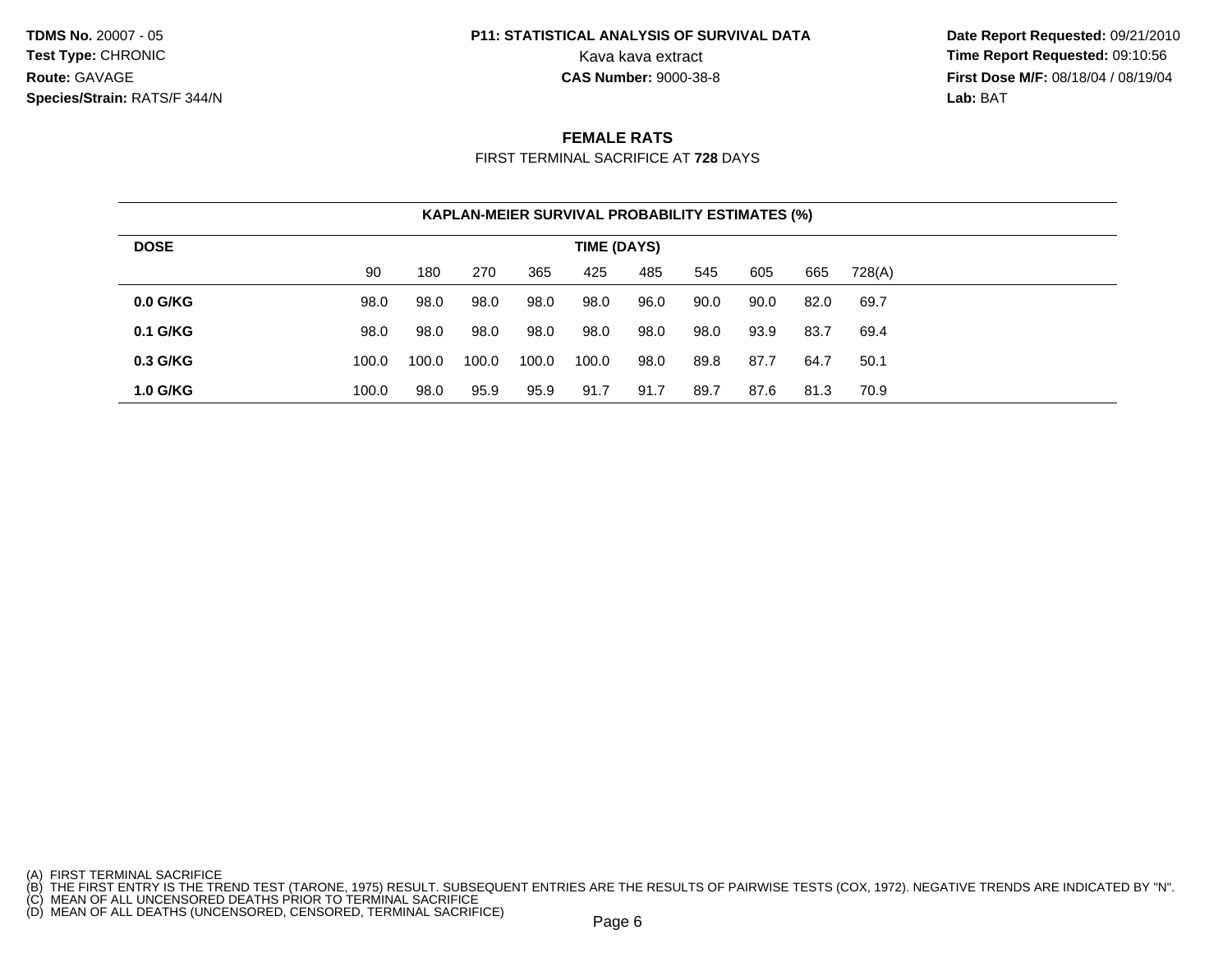**TDMS No.** 20007 - 05
**Test Type:** CHRONIC
**Route:** GAVAGE
**Species/Strain:** RATS/F 344/N

**P11: STATISTICAL ANALYSIS OF SURVIVAL DATA**
Kava kava extract
**CAS Number:** 9000-38-8

**Date Report Requested:** 09/21/2010
**Time Report Requested:** 09:10:56
**First Dose M/F:** 08/18/04 / 08/19/04
**Lab:** BAT

## FEMALE RATS

FIRST TERMINAL SACRIFICE AT **728** DAYS

**KAPLAN-MEIER SURVIVAL PROBABILITY ESTIMATES (%)**

| DOSE | TIME (DAYS) | | | | | | | | | |
|---|---|---|---|---|---|---|---|---|---|---|
| | 90 | 180 | 270 | 365 | 425 | 485 | 545 | 605 | 665 | 728(A) |
| **0.0 G/KG** | 98.0 | 98.0 | 98.0 | 98.0 | 98.0 | 96.0 | 90.0 | 90.0 | 82.0 | 69.7 |
| **0.1 G/KG** | 98.0 | 98.0 | 98.0 | 98.0 | 98.0 | 98.0 | 98.0 | 93.9 | 83.7 | 69.4 |
| **0.3 G/KG** | 100.0 | 100.0 | 100.0 | 100.0 | 100.0 | 98.0 | 89.8 | 87.7 | 64.7 | 50.1 |
| **1.0 G/KG** | 100.0 | 98.0 | 95.9 | 95.9 | 91.7 | 91.7 | 89.7 | 87.6 | 81.3 | 70.9 |

(A) FIRST TERMINAL SACRIFICE
(B) THE FIRST ENTRY IS THE TREND TEST (TARONE, 1975) RESULT. SUBSEQUENT ENTRIES ARE THE RESULTS OF PAIRWISE TESTS (COX, 1972). NEGATIVE TRENDS ARE INDICATED BY "N".
(C) MEAN OF ALL UNCENSORED DEATHS PRIOR TO TERMINAL SACRIFICE
(D) MEAN OF ALL DEATHS (UNCENSORED, CENSORED, TERMINAL SACRIFICE)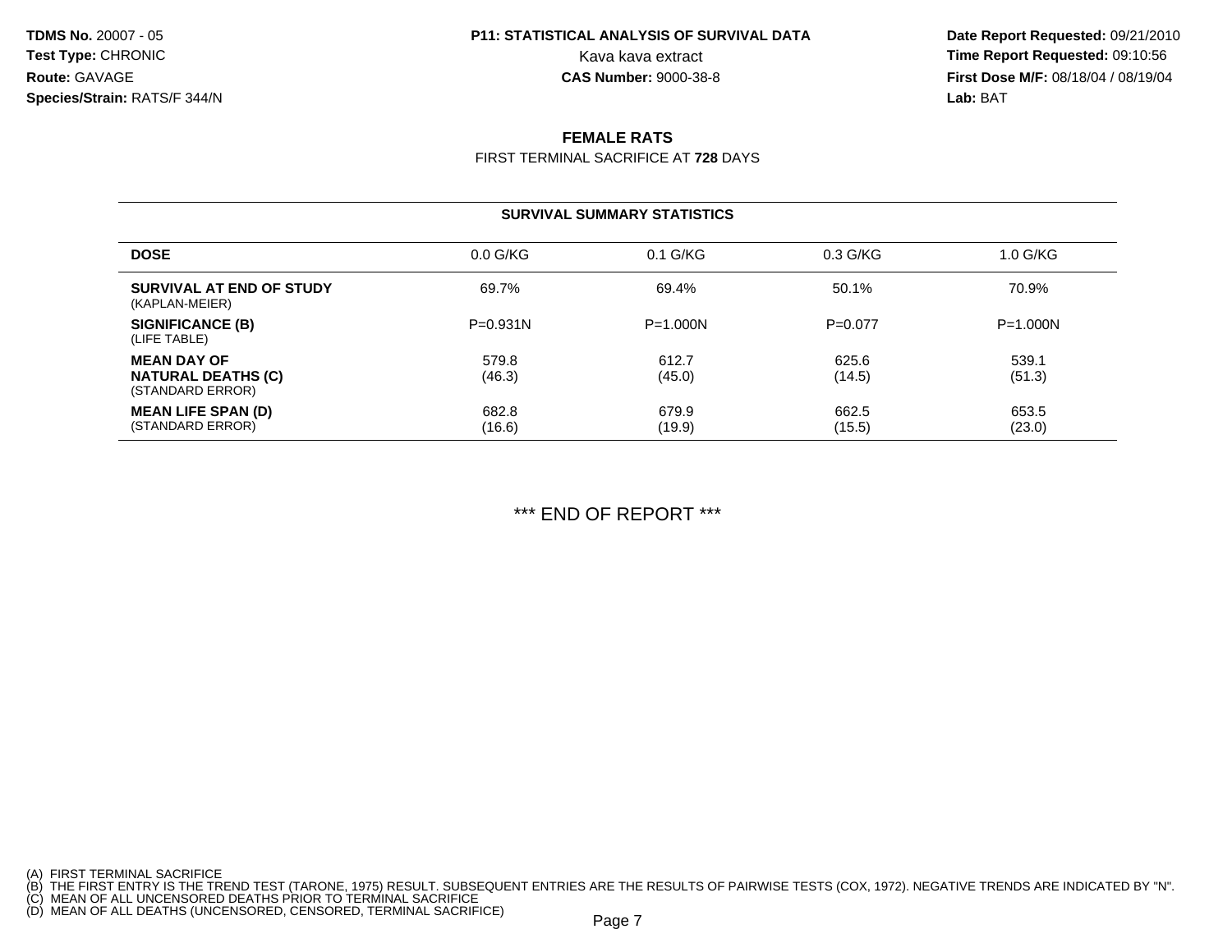**TDMS No.** 20007 - 05
**Test Type:** CHRONIC
**Route:** GAVAGE
**Species/Strain:** RATS/F 344/N

**P11: STATISTICAL ANALYSIS OF SURVIVAL DATA**
Kava kava extract
**CAS Number:** 9000-38-8

**Date Report Requested:** 09/21/2010
**Time Report Requested:** 09:10:56
**First Dose M/F:** 08/18/04 / 08/19/04
**Lab:** BAT

## FEMALE RATS

FIRST TERMINAL SACRIFICE AT **728** DAYS

### SURVIVAL SUMMARY STATISTICS

| **DOSE** | 0.0 G/KG | 0.1 G/KG | 0.3 G/KG | 1.0 G/KG |
|---|---|---|---|---|
| **SURVIVAL AT END OF STUDY** (KAPLAN-MEIER) | 69.7% | 69.4% | 50.1% | 70.9% |
| **SIGNIFICANCE (B)** (LIFE TABLE) | P=0.931N | P=1.000N | P=0.077 | P=1.000N |
| **MEAN DAY OF NATURAL DEATHS (C)** (STANDARD ERROR) | 579.8 (46.3) | 612.7 (45.0) | 625.6 (14.5) | 539.1 (51.3) |
| **MEAN LIFE SPAN (D)** (STANDARD ERROR) | 682.8 (16.6) | 679.9 (19.9) | 662.5 (15.5) | 653.5 (23.0) |

\*\*\* END OF REPORT \*\*\*

(A) FIRST TERMINAL SACRIFICE
(B) THE FIRST ENTRY IS THE TREND TEST (TARONE, 1975) RESULT. SUBSEQUENT ENTRIES ARE THE RESULTS OF PAIRWISE TESTS (COX, 1972). NEGATIVE TRENDS ARE INDICATED BY "N".
(C) MEAN OF ALL UNCENSORED DEATHS PRIOR TO TERMINAL SACRIFICE
(D) MEAN OF ALL DEATHS (UNCENSORED, CENSORED, TERMINAL SACRIFICE)